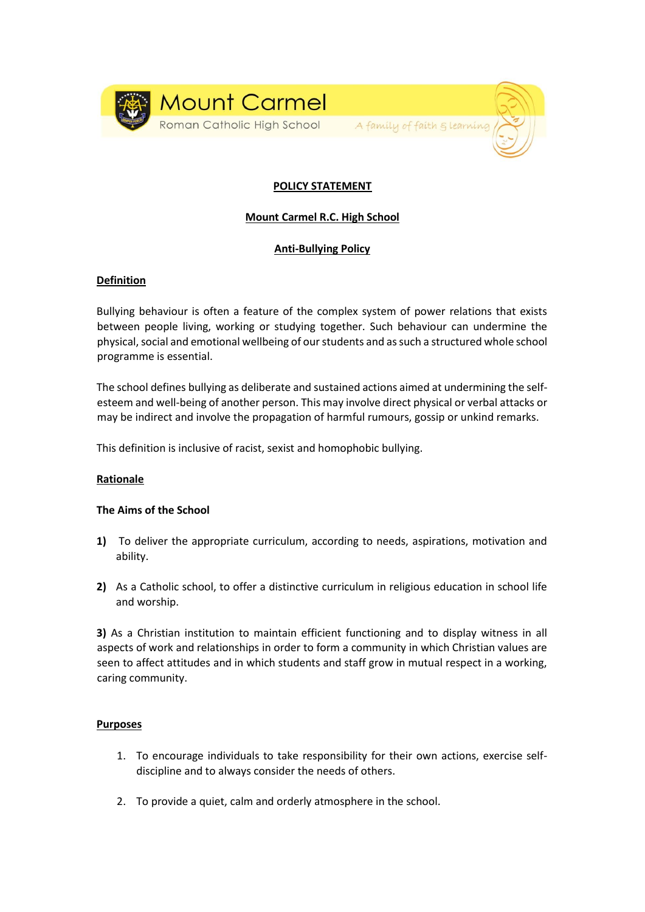Mount Carmel

Roman Catholic High School

A family of faith & learning

**POLICY STATEMENT**

**Mount Carmel R.C. High School**

**Anti-Bullying Policy**

## Definition

Bullying behaviour is often a feature of the complex system of power relations that exists between people living, working or studying together. Such behaviour can undermine the physical, social and emotional wellbeing of our students and as such a structured whole school programme is essential.

The school defines bullying as deliberate and sustained actions aimed at undermining the self-esteem and well-being of another person. This may involve direct physical or verbal attacks or may be indirect and involve the propagation of harmful rumours, gossip or unkind remarks.

This definition is inclusive of racist, sexist and homophobic bullying.

## Rationale

### The Aims of the School

**1)** To deliver the appropriate curriculum, according to needs, aspirations, motivation and ability.

**2)** As a Catholic school, to offer a distinctive curriculum in religious education in school life and worship.

**3)** As a Christian institution to maintain efficient functioning and to display witness in all aspects of work and relationships in order to form a community in which Christian values are seen to affect attitudes and in which students and staff grow in mutual respect in a working, caring community.

## Purposes

1. To encourage individuals to take responsibility for their own actions, exercise self-discipline and to always consider the needs of others.
2. To provide a quiet, calm and orderly atmosphere in the school.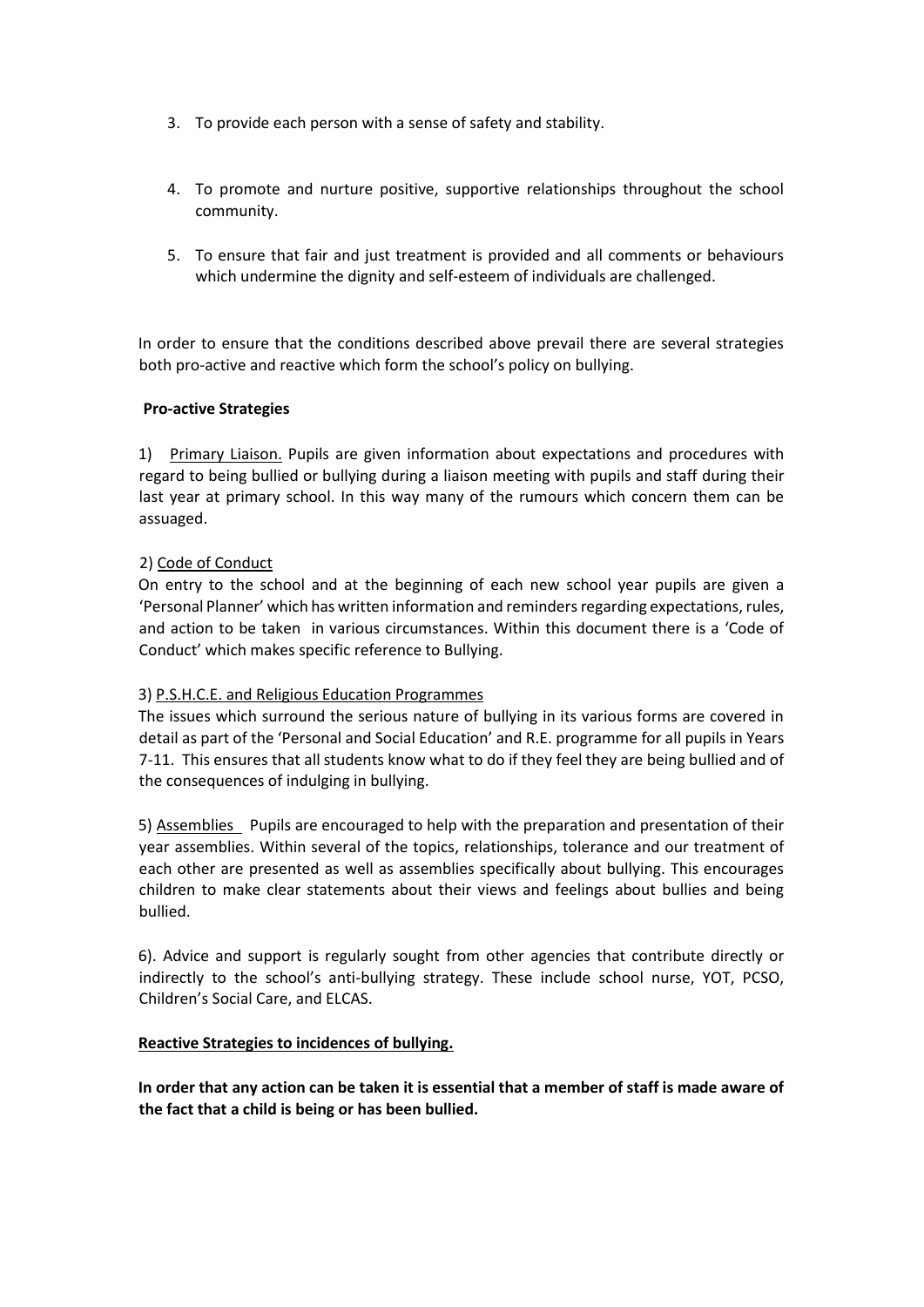3. To provide each person with a sense of safety and stability.

4. To promote and nurture positive, supportive relationships throughout the school community.

5. To ensure that fair and just treatment is provided and all comments or behaviours which undermine the dignity and self-esteem of individuals are challenged.

In order to ensure that the conditions described above prevail there are several strategies both pro-active and reactive which form the school's policy on bullying.

**Pro-active Strategies**

1) Primary Liaison. Pupils are given information about expectations and procedures with regard to being bullied or bullying during a liaison meeting with pupils and staff during their last year at primary school. In this way many of the rumours which concern them can be assuaged.

2) Code of Conduct
On entry to the school and at the beginning of each new school year pupils are given a 'Personal Planner' which has written information and reminders regarding expectations, rules, and action to be taken in various circumstances. Within this document there is a 'Code of Conduct' which makes specific reference to Bullying.

3) P.S.H.C.E. and Religious Education Programmes
The issues which surround the serious nature of bullying in its various forms are covered in detail as part of the 'Personal and Social Education' and R.E. programme for all pupils in Years 7-11. This ensures that all students know what to do if they feel they are being bullied and of the consequences of indulging in bullying.

5) Assemblies Pupils are encouraged to help with the preparation and presentation of their year assemblies. Within several of the topics, relationships, tolerance and our treatment of each other are presented as well as assemblies specifically about bullying. This encourages children to make clear statements about their views and feelings about bullies and being bullied.

6). Advice and support is regularly sought from other agencies that contribute directly or indirectly to the school's anti-bullying strategy. These include school nurse, YOT, PCSO, Children's Social Care, and ELCAS.

**Reactive Strategies to incidences of bullying.**

**In order that any action can be taken it is essential that a member of staff is made aware of the fact that a child is being or has been bullied.**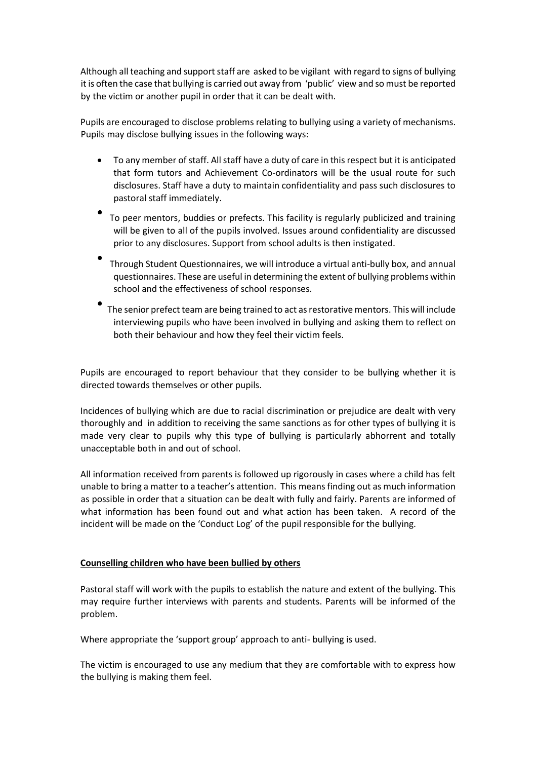Although all teaching and support staff are asked to be vigilant with regard to signs of bullying it is often the case that bullying is carried out away from 'public' view and so must be reported by the victim or another pupil in order that it can be dealt with.

Pupils are encouraged to disclose problems relating to bullying using a variety of mechanisms. Pupils may disclose bullying issues in the following ways:

- To any member of staff. All staff have a duty of care in this respect but it is anticipated that form tutors and Achievement Co-ordinators will be the usual route for such disclosures. Staff have a duty to maintain confidentiality and pass such disclosures to pastoral staff immediately.
- To peer mentors, buddies or prefects. This facility is regularly publicized and training will be given to all of the pupils involved. Issues around confidentiality are discussed prior to any disclosures. Support from school adults is then instigated.
- Through Student Questionnaires, we will introduce a virtual anti-bully box, and annual questionnaires. These are useful in determining the extent of bullying problems within school and the effectiveness of school responses.
- The senior prefect team are being trained to act as restorative mentors. This will include interviewing pupils who have been involved in bullying and asking them to reflect on both their behaviour and how they feel their victim feels.

Pupils are encouraged to report behaviour that they consider to be bullying whether it is directed towards themselves or other pupils.

Incidences of bullying which are due to racial discrimination or prejudice are dealt with very thoroughly and in addition to receiving the same sanctions as for other types of bullying it is made very clear to pupils why this type of bullying is particularly abhorrent and totally unacceptable both in and out of school.

All information received from parents is followed up rigorously in cases where a child has felt unable to bring a matter to a teacher's attention. This means finding out as much information as possible in order that a situation can be dealt with fully and fairly. Parents are informed of what information has been found out and what action has been taken. A record of the incident will be made on the 'Conduct Log' of the pupil responsible for the bullying.

**Counselling children who have been bullied by others**

Pastoral staff will work with the pupils to establish the nature and extent of the bullying. This may require further interviews with parents and students. Parents will be informed of the problem.

Where appropriate the 'support group' approach to anti- bullying is used.

The victim is encouraged to use any medium that they are comfortable with to express how the bullying is making them feel.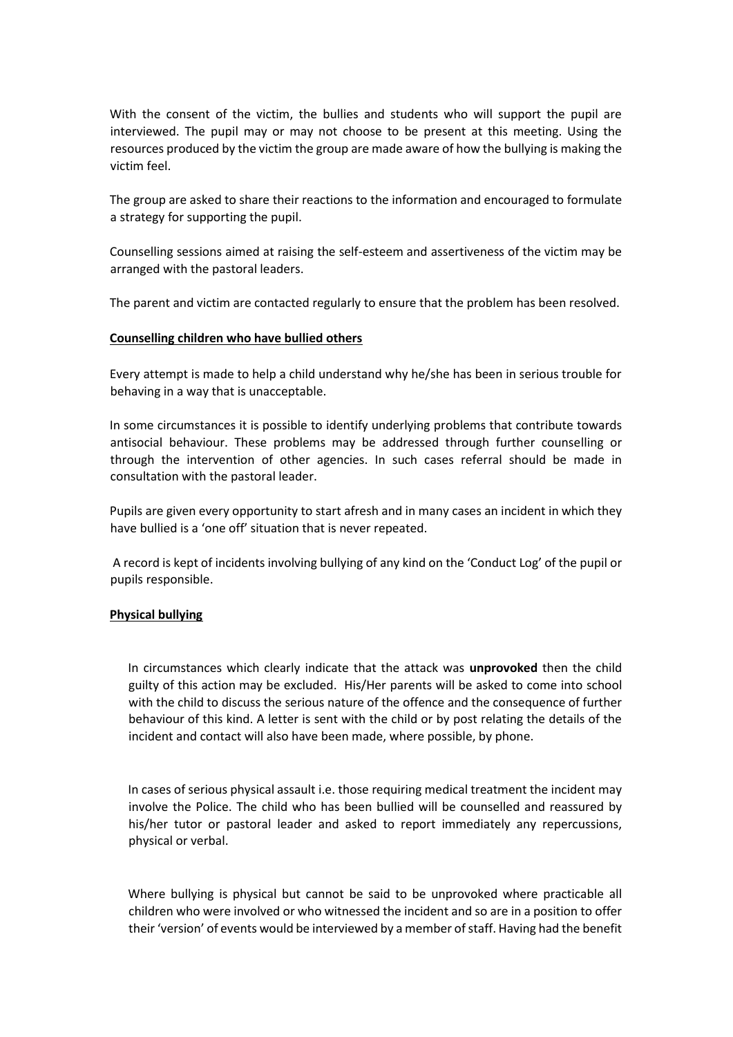With the consent of the victim, the bullies and students who will support the pupil are interviewed. The pupil may or may not choose to be present at this meeting. Using the resources produced by the victim the group are made aware of how the bullying is making the victim feel.

The group are asked to share their reactions to the information and encouraged to formulate a strategy for supporting the pupil.

Counselling sessions aimed at raising the self-esteem and assertiveness of the victim may be arranged with the pastoral leaders.

The parent and victim are contacted regularly to ensure that the problem has been resolved.

**Counselling children who have bullied others**

Every attempt is made to help a child understand why he/she has been in serious trouble for behaving in a way that is unacceptable.

In some circumstances it is possible to identify underlying problems that contribute towards antisocial behaviour. These problems may be addressed through further counselling or through the intervention of other agencies. In such cases referral should be made in consultation with the pastoral leader.

Pupils are given every opportunity to start afresh and in many cases an incident in which they have bullied is a 'one off' situation that is never repeated.

A record is kept of incidents involving bullying of any kind on the 'Conduct Log' of the pupil or pupils responsible.

**Physical bullying**

In circumstances which clearly indicate that the attack was **unprovoked** then the child guilty of this action may be excluded. His/Her parents will be asked to come into school with the child to discuss the serious nature of the offence and the consequence of further behaviour of this kind. A letter is sent with the child or by post relating the details of the incident and contact will also have been made, where possible, by phone.

In cases of serious physical assault i.e. those requiring medical treatment the incident may involve the Police. The child who has been bullied will be counselled and reassured by his/her tutor or pastoral leader and asked to report immediately any repercussions, physical or verbal.

Where bullying is physical but cannot be said to be unprovoked where practicable all children who were involved or who witnessed the incident and so are in a position to offer their 'version' of events would be interviewed by a member of staff. Having had the benefit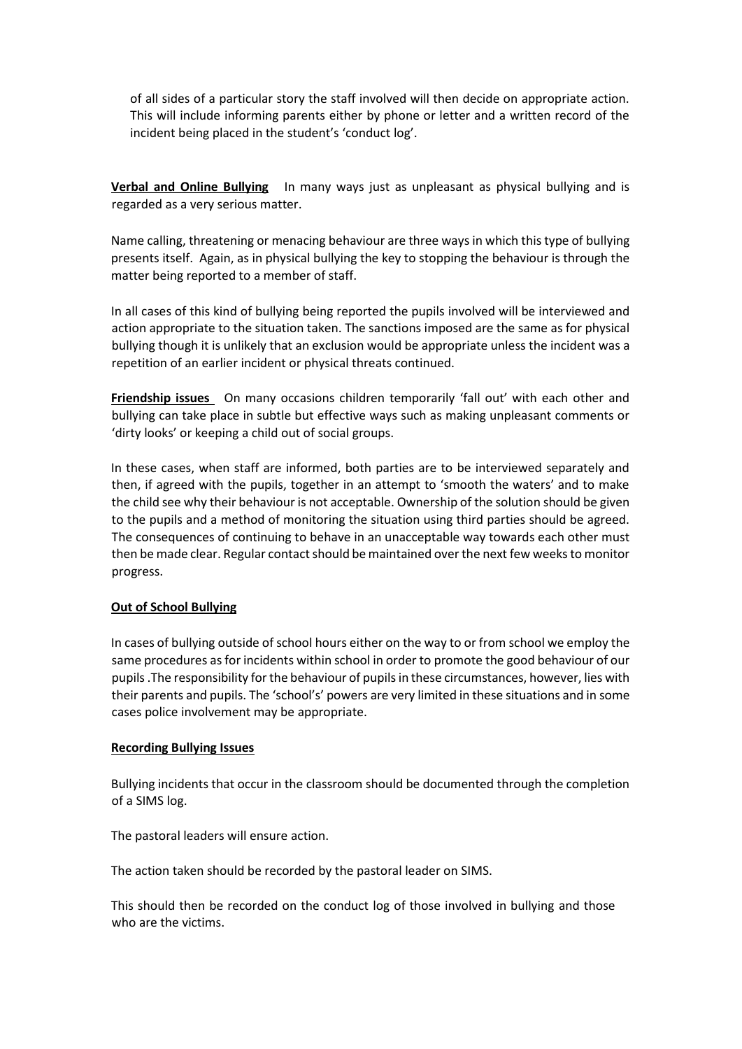of all sides of a particular story the staff involved will then decide on appropriate action. This will include informing parents either by phone or letter and a written record of the incident being placed in the student's 'conduct log'.

**Verbal and Online Bullying** In many ways just as unpleasant as physical bullying and is regarded as a very serious matter.

Name calling, threatening or menacing behaviour are three ways in which this type of bullying presents itself. Again, as in physical bullying the key to stopping the behaviour is through the matter being reported to a member of staff.

In all cases of this kind of bullying being reported the pupils involved will be interviewed and action appropriate to the situation taken. The sanctions imposed are the same as for physical bullying though it is unlikely that an exclusion would be appropriate unless the incident was a repetition of an earlier incident or physical threats continued.

**Friendship issues** On many occasions children temporarily 'fall out' with each other and bullying can take place in subtle but effective ways such as making unpleasant comments or 'dirty looks' or keeping a child out of social groups.

In these cases, when staff are informed, both parties are to be interviewed separately and then, if agreed with the pupils, together in an attempt to 'smooth the waters' and to make the child see why their behaviour is not acceptable. Ownership of the solution should be given to the pupils and a method of monitoring the situation using third parties should be agreed. The consequences of continuing to behave in an unacceptable way towards each other must then be made clear. Regular contact should be maintained over the next few weeks to monitor progress.

**Out of School Bullying**

In cases of bullying outside of school hours either on the way to or from school we employ the same procedures as for incidents within school in order to promote the good behaviour of our pupils .The responsibility for the behaviour of pupils in these circumstances, however, lies with their parents and pupils. The 'school's' powers are very limited in these situations and in some cases police involvement may be appropriate.

**Recording Bullying Issues**

Bullying incidents that occur in the classroom should be documented through the completion of a SIMS log.

The pastoral leaders will ensure action.

The action taken should be recorded by the pastoral leader on SIMS.

This should then be recorded on the conduct log of those involved in bullying and those who are the victims.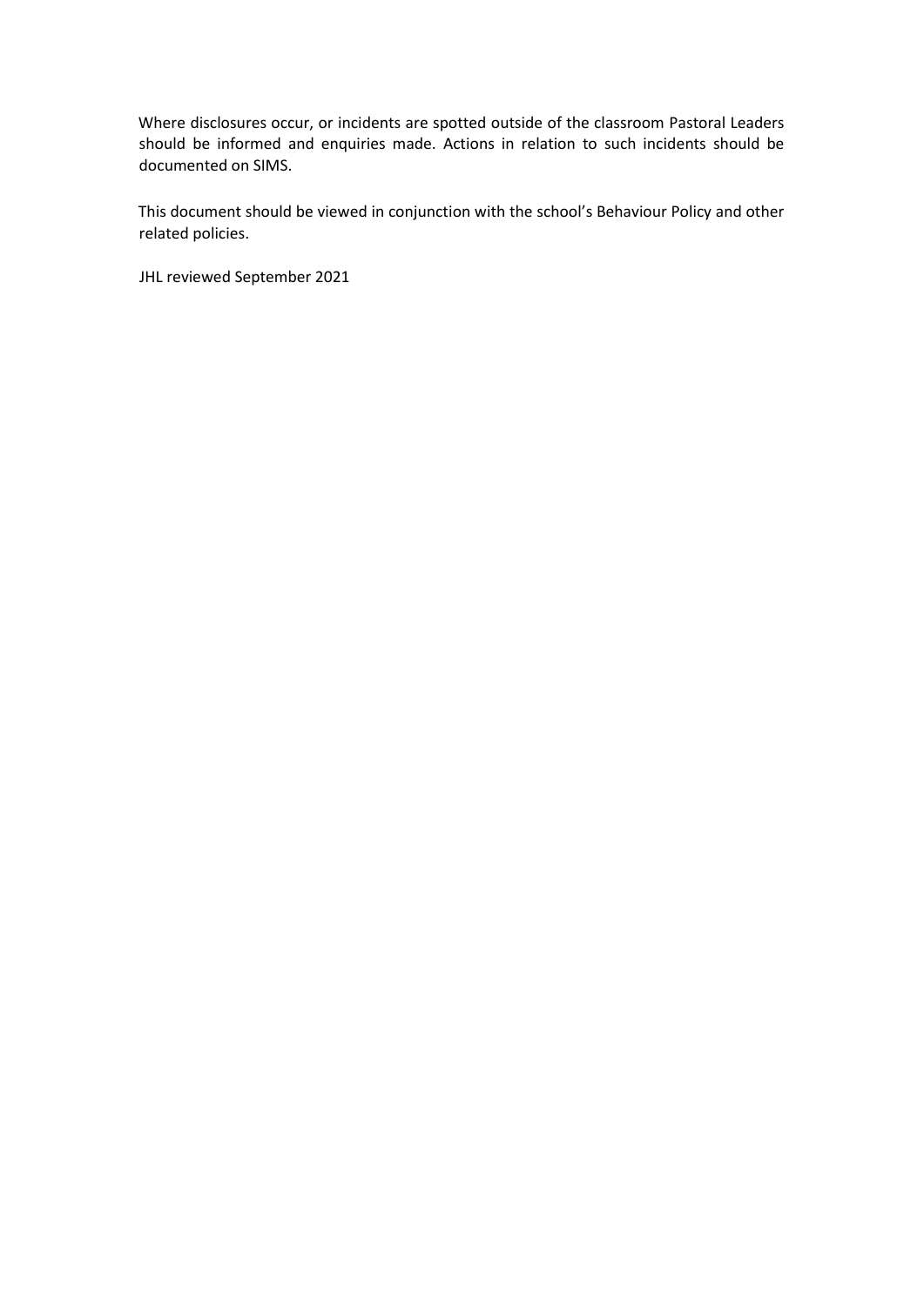Where disclosures occur, or incidents are spotted outside of the classroom Pastoral Leaders should be informed and enquiries made. Actions in relation to such incidents should be documented on SIMS.

This document should be viewed in conjunction with the school's Behaviour Policy and other related policies.

JHL reviewed September 2021